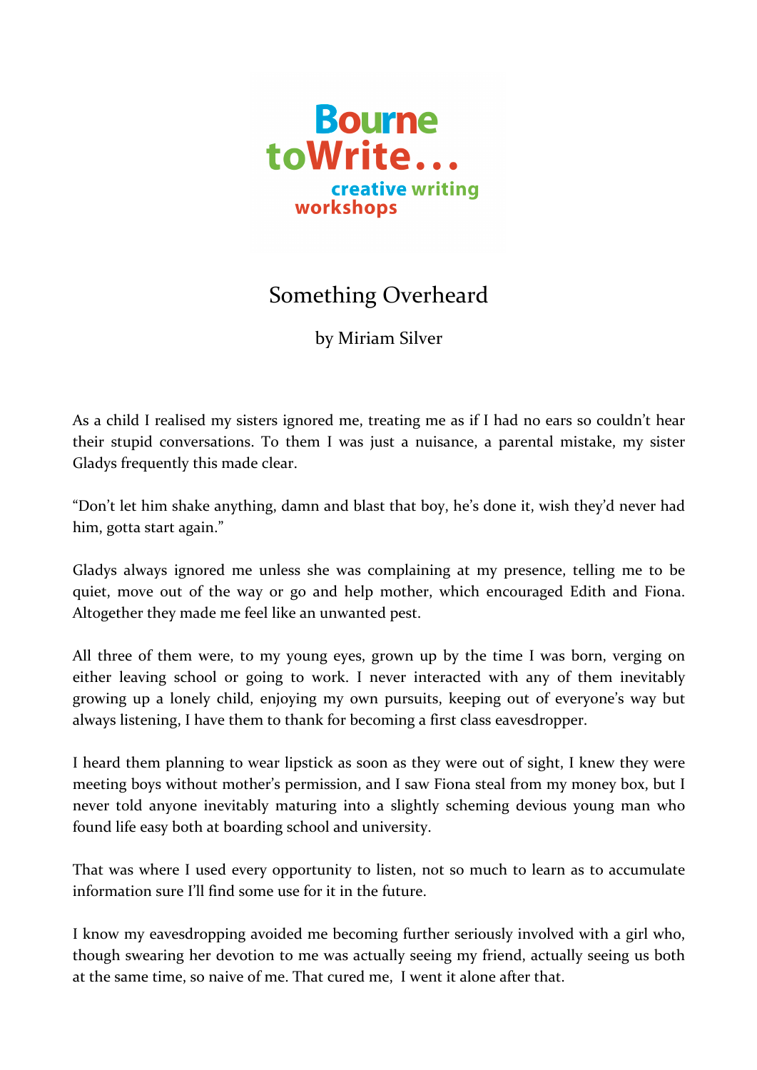Bourne toWrite... creative writing workshops

# Something Overheard

by Miriam Silver

As a child I realised my sisters ignored me, treating me as if I had no ears so couldn't hear their stupid conversations. To them I was just a nuisance, a parental mistake, my sister Gladys frequently this made clear.

"Don't let him shake anything, damn and blast that boy, he's done it, wish they'd never had him, gotta start again."

Gladys always ignored me unless she was complaining at my presence, telling me to be quiet, move out of the way or go and help mother, which encouraged Edith and Fiona. Altogether they made me feel like an unwanted pest.

All three of them were, to my young eyes, grown up by the time I was born, verging on either leaving school or going to work. I never interacted with any of them inevitably growing up a lonely child, enjoying my own pursuits, keeping out of everyone's way but always listening, I have them to thank for becoming a first class eavesdropper.

I heard them planning to wear lipstick as soon as they were out of sight, I knew they were meeting boys without mother's permission, and I saw Fiona steal from my money box, but I never told anyone inevitably maturing into a slightly scheming devious young man who found life easy both at boarding school and university.

That was where I used every opportunity to listen, not so much to learn as to accumulate information sure I'll find some use for it in the future.

I know my eavesdropping avoided me becoming further seriously involved with a girl who, though swearing her devotion to me was actually seeing my friend, actually seeing us both at the same time, so naive of me. That cured me, I went it alone after that.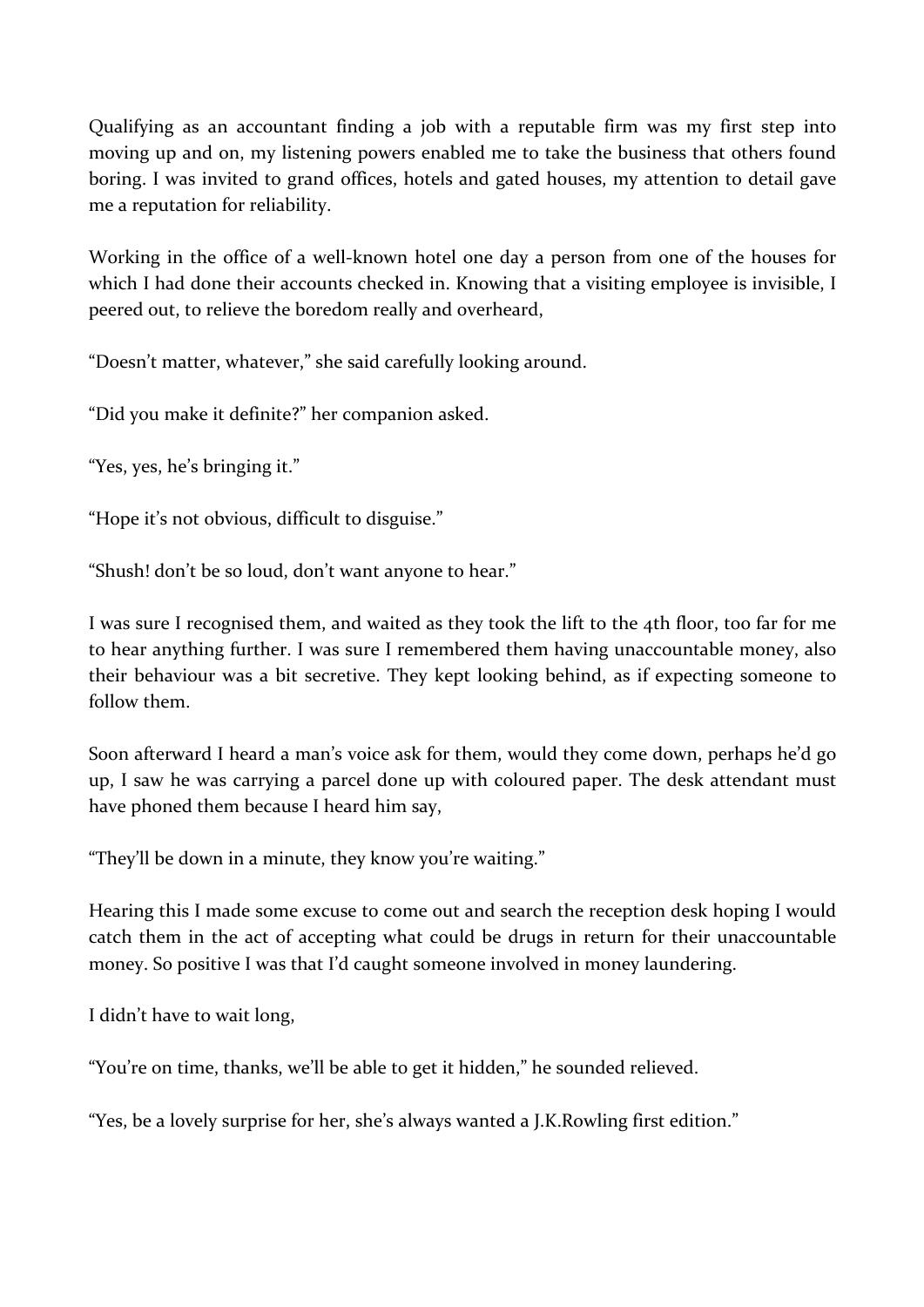Qualifying as an accountant finding a job with a reputable firm was my first step into moving up and on, my listening powers enabled me to take the business that others found boring. I was invited to grand offices, hotels and gated houses, my attention to detail gave me a reputation for reliability.

Working in the office of a well-known hotel one day a person from one of the houses for which I had done their accounts checked in. Knowing that a visiting employee is invisible, I peered out, to relieve the boredom really and overheard,

"Doesn't matter, whatever," she said carefully looking around.

"Did you make it definite?" her companion asked.

"Yes, yes, he's bringing it."

"Hope it's not obvious, difficult to disguise."

"Shush! don't be so loud, don't want anyone to hear."

I was sure I recognised them, and waited as they took the lift to the 4th floor, too far for me to hear anything further. I was sure I remembered them having unaccountable money, also their behaviour was a bit secretive. They kept looking behind, as if expecting someone to follow them.

Soon afterward I heard a man's voice ask for them, would they come down, perhaps he'd go up, I saw he was carrying a parcel done up with coloured paper. The desk attendant must have phoned them because I heard him say,

"They'll be down in a minute, they know you're waiting."

Hearing this I made some excuse to come out and search the reception desk hoping I would catch them in the act of accepting what could be drugs in return for their unaccountable money. So positive I was that I'd caught someone involved in money laundering.

I didn't have to wait long,

"You're on time, thanks, we'll be able to get it hidden," he sounded relieved.

"Yes, be a lovely surprise for her, she's always wanted a J.K.Rowling first edition."